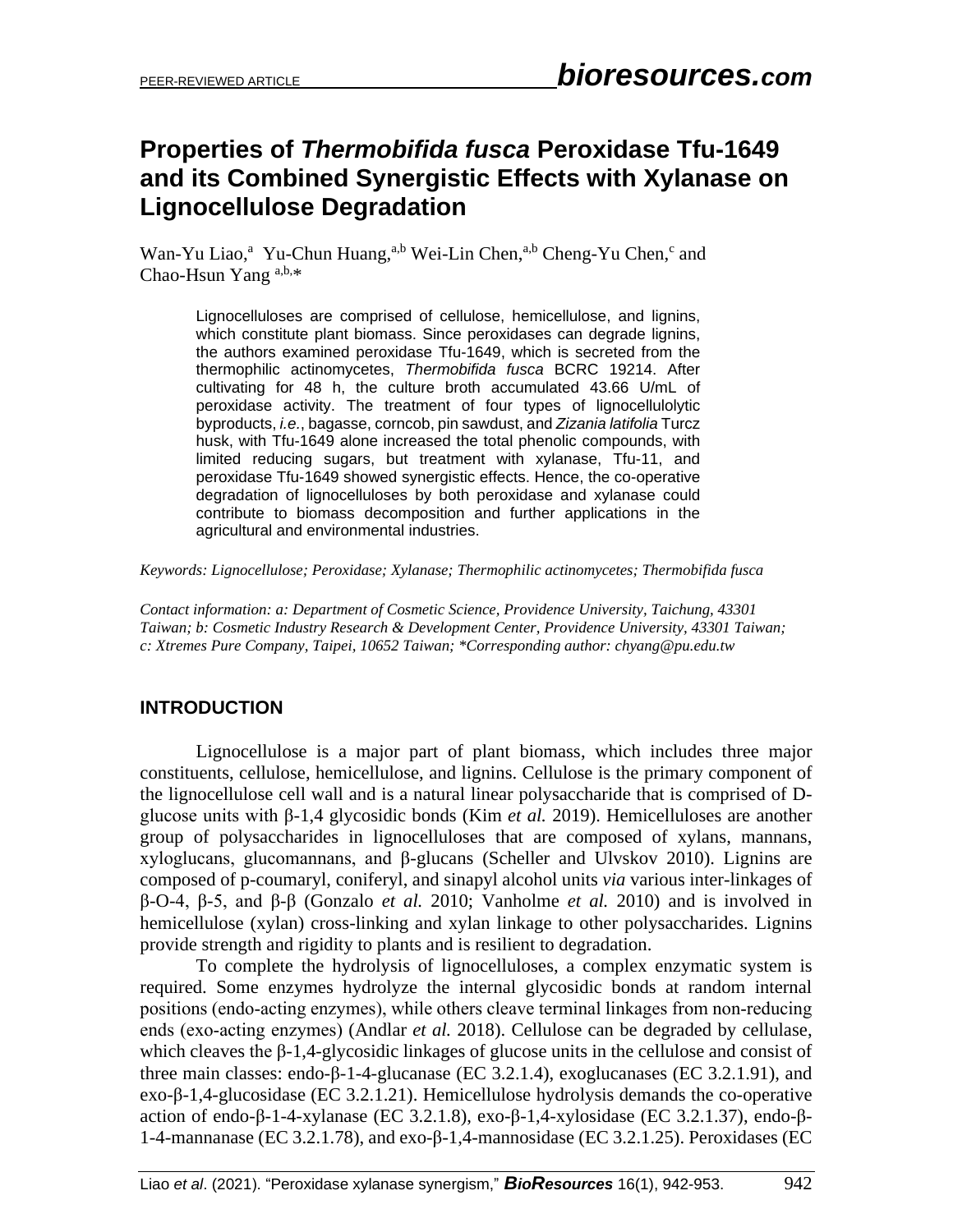# Properties of *Thermobifida fusca* Peroxidase Tfu-1649 and its Combined Synergistic Effects with Xylanase on Lignocellulose Degradation

Wan-Yu Liao,[a] Yu-Chun Huang,[a,b] Wei-Lin Chen,[a,b] Cheng-Yu Chen,[c] and Chao-Hsun Yang [a,b,]*

Lignocelluloses are comprised of cellulose, hemicellulose, and lignins, which constitute plant biomass. Since peroxidases can degrade lignins, the authors examined peroxidase Tfu-1649, which is secreted from the thermophilic actinomycetes, *Thermobifida fusca* BCRC 19214. After cultivating for 48 h, the culture broth accumulated 43.66 U/mL of peroxidase activity. The treatment of four types of lignocellulolytic byproducts, *i.e.*, bagasse, corncob, pin sawdust, and *Zizania latifolia* Turcz husk, with Tfu-1649 alone increased the total phenolic compounds, with limited reducing sugars, but treatment with xylanase, Tfu-11, and peroxidase Tfu-1649 showed synergistic effects. Hence, the co-operative degradation of lignocelluloses by both peroxidase and xylanase could contribute to biomass decomposition and further applications in the agricultural and environmental industries.

*Keywords: Lignocellulose; Peroxidase; Xylanase; Thermophilic actinomycetes; Thermobifida fusca*

*Contact information: a: Department of Cosmetic Science, Providence University, Taichung, 43301 Taiwan; b: Cosmetic Industry Research & Development Center, Providence University, 43301 Taiwan; c: Xtremes Pure Company, Taipei, 10652 Taiwan; *Corresponding author: chyang@pu.edu.tw*

## INTRODUCTION

Lignocellulose is a major part of plant biomass, which includes three major constituents, cellulose, hemicellulose, and lignins. Cellulose is the primary component of the lignocellulose cell wall and is a natural linear polysaccharide that is comprised of D-glucose units with β-1,4 glycosidic bonds (Kim *et al.* 2019). Hemicelluloses are another group of polysaccharides in lignocelluloses that are composed of xylans, mannans, xyloglucans, glucomannans, and β-glucans (Scheller and Ulvskov 2010). Lignins are composed of p-coumaryl, coniferyl, and sinapyl alcohol units *via* various inter-linkages of β-O-4, β-5, and β-β (Gonzalo *et al.* 2010; Vanholme *et al.* 2010) and is involved in hemicellulose (xylan) cross-linking and xylan linkage to other polysaccharides. Lignins provide strength and rigidity to plants and is resilient to degradation.

To complete the hydrolysis of lignocelluloses, a complex enzymatic system is required. Some enzymes hydrolyze the internal glycosidic bonds at random internal positions (endo-acting enzymes), while others cleave terminal linkages from non-reducing ends (exo-acting enzymes) (Andlar *et al.* 2018). Cellulose can be degraded by cellulase, which cleaves the β-1,4-glycosidic linkages of glucose units in the cellulose and consist of three main classes: endo-β-1-4-glucanase (EC 3.2.1.4), exoglucanases (EC 3.2.1.91), and exo-β-1,4-glucosidase (EC 3.2.1.21). Hemicellulose hydrolysis demands the co-operative action of endo-β-1-4-xylanase (EC 3.2.1.8), exo-β-1,4-xylosidase (EC 3.2.1.37), endo-β-1-4-mannanase (EC 3.2.1.78), and exo-β-1,4-mannosidase (EC 3.2.1.25). Peroxidases (EC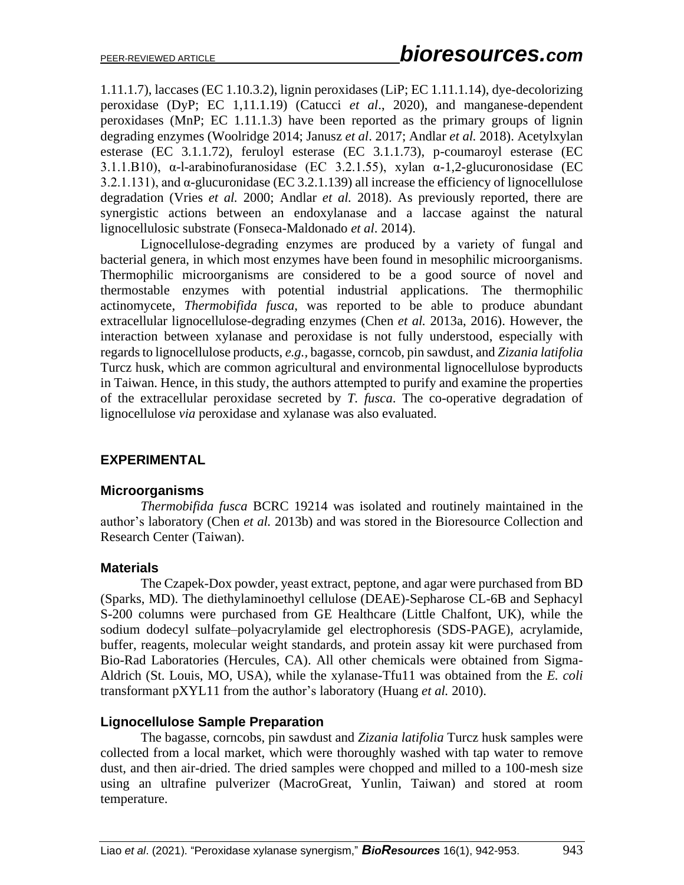1.11.1.7), laccases (EC 1.10.3.2), lignin peroxidases (LiP; EC 1.11.1.14), dye-decolorizing peroxidase (DyP; EC 1,11.1.19) (Catucci *et al*., 2020), and manganese-dependent peroxidases (MnP; EC 1.11.1.3) have been reported as the primary groups of lignin degrading enzymes (Woolridge 2014; Janusz *et al*. 2017; Andlar *et al.* 2018). Acetylxylan esterase (EC 3.1.1.72), feruloyl esterase (EC 3.1.1.73), p-coumaroyl esterase (EC 3.1.1.B10), α-l-arabinofuranosidase (EC 3.2.1.55), xylan α-1,2-glucuronosidase (EC 3.2.1.131), and α-glucuronidase (EC 3.2.1.139) all increase the efficiency of lignocellulose degradation (Vries *et al.* 2000; Andlar *et al.* 2018). As previously reported, there are synergistic actions between an endoxylanase and a laccase against the natural lignocellulosic substrate (Fonseca-Maldonado *et al*. 2014).

Lignocellulose-degrading enzymes are produced by a variety of fungal and bacterial genera, in which most enzymes have been found in mesophilic microorganisms. Thermophilic microorganisms are considered to be a good source of novel and thermostable enzymes with potential industrial applications. The thermophilic actinomycete, *Thermobifida fusca*, was reported to be able to produce abundant extracellular lignocellulose-degrading enzymes (Chen *et al.* 2013a, 2016). However, the interaction between xylanase and peroxidase is not fully understood, especially with regards to lignocellulose products, *e.g.*, bagasse, corncob, pin sawdust, and *Zizania latifolia* Turcz husk, which are common agricultural and environmental lignocellulose byproducts in Taiwan. Hence, in this study, the authors attempted to purify and examine the properties of the extracellular peroxidase secreted by *T. fusca*. The co-operative degradation of lignocellulose *via* peroxidase and xylanase was also evaluated.

## EXPERIMENTAL

### Microorganisms

*Thermobifida fusca* BCRC 19214 was isolated and routinely maintained in the author's laboratory (Chen *et al.* 2013b) and was stored in the Bioresource Collection and Research Center (Taiwan).

### Materials

The Czapek-Dox powder, yeast extract, peptone, and agar were purchased from BD (Sparks, MD). The diethylaminoethyl cellulose (DEAE)-Sepharose CL-6B and Sephacyl S-200 columns were purchased from GE Healthcare (Little Chalfont, UK), while the sodium dodecyl sulfate–polyacrylamide gel electrophoresis (SDS-PAGE), acrylamide, buffer, reagents, molecular weight standards, and protein assay kit were purchased from Bio-Rad Laboratories (Hercules, CA). All other chemicals were obtained from Sigma-Aldrich (St. Louis, MO, USA), while the xylanase-Tfu11 was obtained from the *E. coli* transformant pXYL11 from the author's laboratory (Huang *et al.* 2010).

### Lignocellulose Sample Preparation

The bagasse, corncobs, pin sawdust and *Zizania latifolia* Turcz husk samples were collected from a local market, which were thoroughly washed with tap water to remove dust, and then air-dried. The dried samples were chopped and milled to a 100-mesh size using an ultrafine pulverizer (MacroGreat, Yunlin, Taiwan) and stored at room temperature.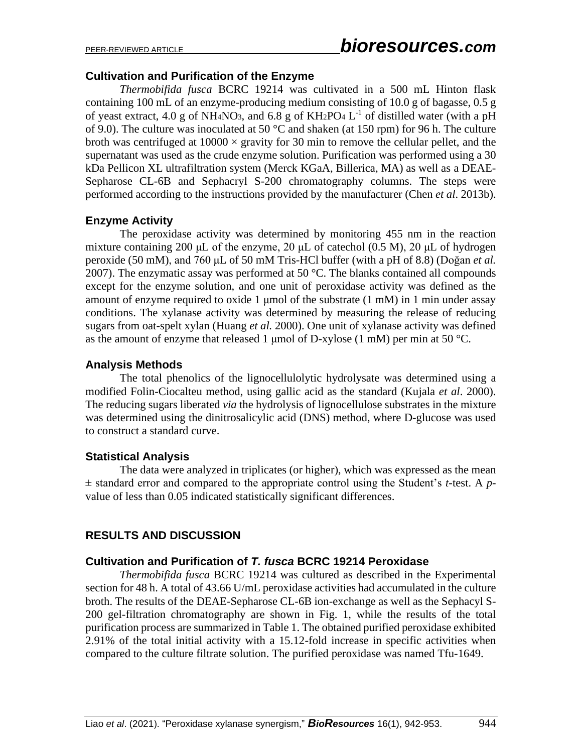## Cultivation and Purification of the Enzyme

*Thermobifida fusca* BCRC 19214 was cultivated in a 500 mL Hinton flask containing 100 mL of an enzyme-producing medium consisting of 10.0 g of bagasse, 0.5 g of yeast extract, 4.0 g of $NH_4NO_3$, and 6.8 g of $KH_2PO_4$ $L^{-1}$ of distilled water (with a pH of 9.0). The culture was inoculated at 50 °C and shaken (at 150 rpm) for 96 h. The culture broth was centrifuged at 10000 × gravity for 30 min to remove the cellular pellet, and the supernatant was used as the crude enzyme solution. Purification was performed using a 30 kDa Pellicon XL ultrafiltration system (Merck KGaA, Billerica, MA) as well as a DEAE-Sepharose CL-6B and Sephacryl S-200 chromatography columns. The steps were performed according to the instructions provided by the manufacturer (Chen *et al*. 2013b).

## Enzyme Activity

The peroxidase activity was determined by monitoring 455 nm in the reaction mixture containing 200 μL of the enzyme, 20 μL of catechol (0.5 M), 20 μL of hydrogen peroxide (50 mM), and 760 μL of 50 mM Tris-HCl buffer (with a pH of 8.8) (Doğan *et al.* 2007). The enzymatic assay was performed at 50 °C. The blanks contained all compounds except for the enzyme solution, and one unit of peroxidase activity was defined as the amount of enzyme required to oxide 1 μmol of the substrate (1 mM) in 1 min under assay conditions. The xylanase activity was determined by measuring the release of reducing sugars from oat-spelt xylan (Huang *et al.* 2000). One unit of xylanase activity was defined as the amount of enzyme that released 1 μmol of D-xylose (1 mM) per min at 50 °C.

## Analysis Methods

The total phenolics of the lignocellulolytic hydrolysate was determined using a modified Folin-Ciocalteu method, using gallic acid as the standard (Kujala *et al*. 2000). The reducing sugars liberated *via* the hydrolysis of lignocellulose substrates in the mixture was determined using the dinitrosalicylic acid (DNS) method, where D-glucose was used to construct a standard curve.

## Statistical Analysis

The data were analyzed in triplicates (or higher), which was expressed as the mean ± standard error and compared to the appropriate control using the Student's *t*-test. A *p*-value of less than 0.05 indicated statistically significant differences.

# RESULTS AND DISCUSSION

## Cultivation and Purification of *T. fusca* BCRC 19214 Peroxidase

*Thermobifida fusca* BCRC 19214 was cultured as described in the Experimental section for 48 h. A total of 43.66 U/mL peroxidase activities had accumulated in the culture broth. The results of the DEAE-Sepharose CL-6B ion-exchange as well as the Sephacyl S-200 gel-filtration chromatography are shown in Fig. 1, while the results of the total purification process are summarized in Table 1. The obtained purified peroxidase exhibited 2.91% of the total initial activity with a 15.12-fold increase in specific activities when compared to the culture filtrate solution. The purified peroxidase was named Tfu-1649.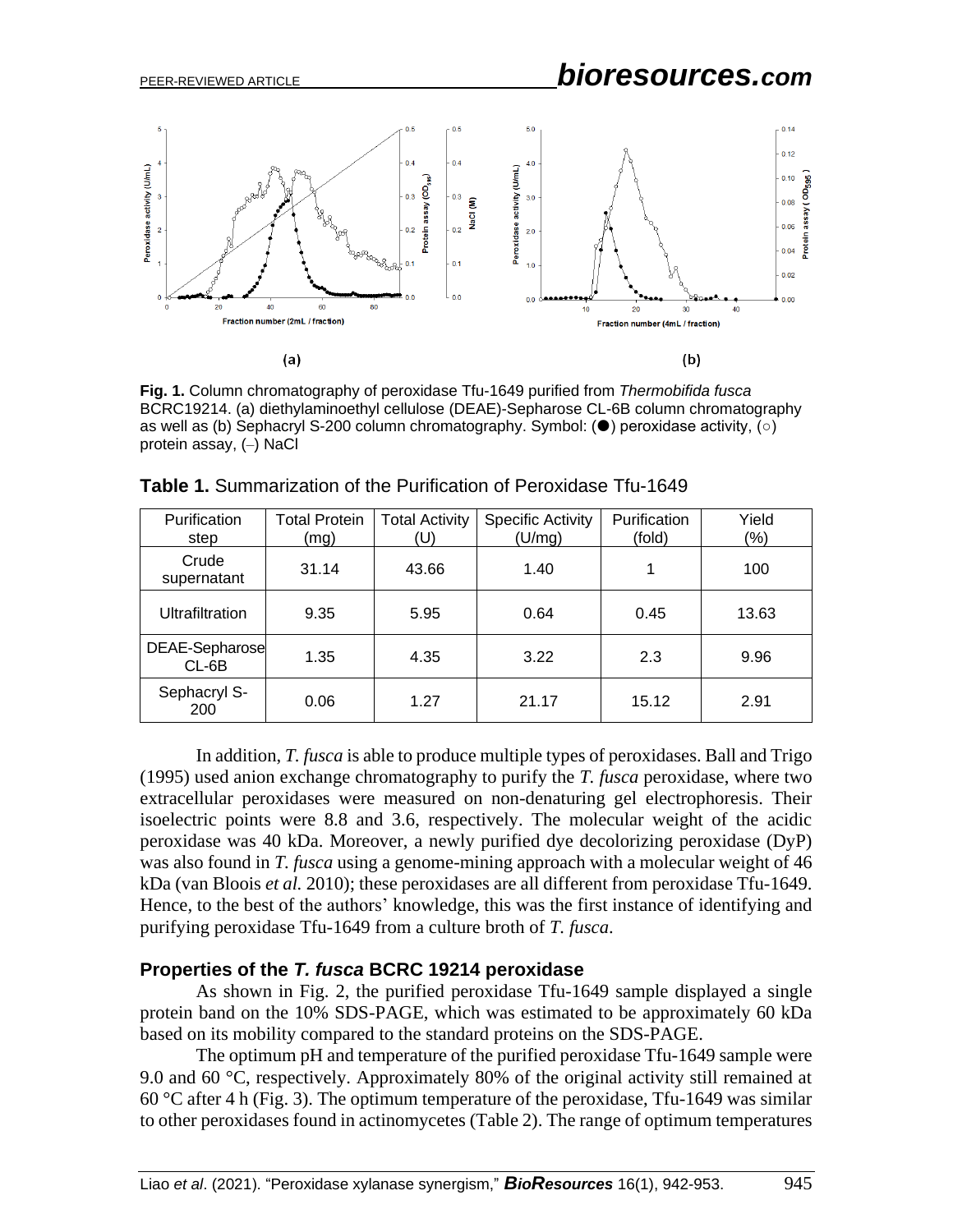Fig. 1. Column chromatography of peroxidase Tfu-1649 purified from *Thermobifida fusca* BCRC19214. (a) diethylaminoethyl cellulose (DEAE)-Sepharose CL-6B column chromatography as well as (b) Sephacryl S-200 column chromatography. Symbol: (●) peroxidase activity, (○) protein assay, (–) NaCl

**Table 1.** Summarization of the Purification of Peroxidase Tfu-1649

| Purification step | Total Protein (mg) | Total Activity (U) | Specific Activity (U/mg) | Purification (fold) | Yield (%) |
|---|---|---|---|---|---|
| Crude supernatant | 31.14 | 43.66 | 1.40 | 1 | 100 |
| Ultrafiltration | 9.35 | 5.95 | 0.64 | 0.45 | 13.63 |
| DEAE-Sepharose CL-6B | 1.35 | 4.35 | 3.22 | 2.3 | 9.96 |
| Sephacryl S-200 | 0.06 | 1.27 | 21.17 | 15.12 | 2.91 |

In addition, *T. fusca* is able to produce multiple types of peroxidases. Ball and Trigo (1995) used anion exchange chromatography to purify the *T. fusca* peroxidase, where two extracellular peroxidases were measured on non-denaturing gel electrophoresis. Their isoelectric points were 8.8 and 3.6, respectively. The molecular weight of the acidic peroxidase was 40 kDa. Moreover, a newly purified dye decolorizing peroxidase (DyP) was also found in *T. fusca* using a genome-mining approach with a molecular weight of 46 kDa (van Bloois *et al.* 2010); these peroxidases are all different from peroxidase Tfu-1649. Hence, to the best of the authors' knowledge, this was the first instance of identifying and purifying peroxidase Tfu-1649 from a culture broth of *T. fusca*.

### Properties of the *T. fusca* BCRC 19214 peroxidase

As shown in Fig. 2, the purified peroxidase Tfu-1649 sample displayed a single protein band on the 10% SDS-PAGE, which was estimated to be approximately 60 kDa based on its mobility compared to the standard proteins on the SDS-PAGE.

The optimum pH and temperature of the purified peroxidase Tfu-1649 sample were 9.0 and 60 °C, respectively. Approximately 80% of the original activity still remained at 60 °C after 4 h (Fig. 3). The optimum temperature of the peroxidase, Tfu-1649 was similar to other peroxidases found in actinomycetes (Table 2). The range of optimum temperatures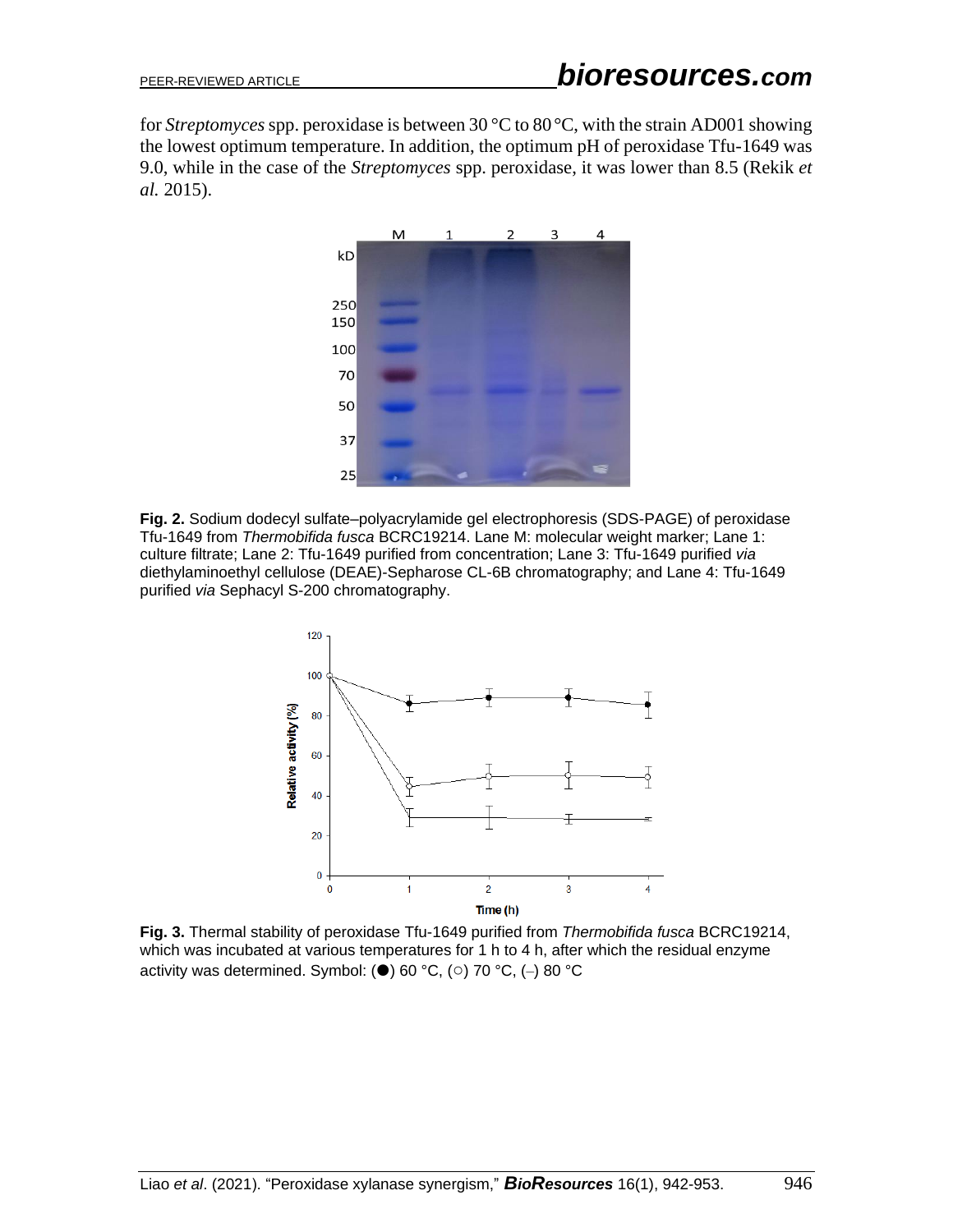for *Streptomyces* spp. peroxidase is between 30 °C to 80 °C, with the strain AD001 showing the lowest optimum temperature. In addition, the optimum pH of peroxidase Tfu-1649 was 9.0, while in the case of the *Streptomyces* spp. peroxidase, it was lower than 8.5 (Rekik *et al.* 2015).

**Fig. 2.** Sodium dodecyl sulfate–polyacrylamide gel electrophoresis (SDS-PAGE) of peroxidase Tfu-1649 from *Thermobifida fusca* BCRC19214. Lane M: molecular weight marker; Lane 1: culture filtrate; Lane 2: Tfu-1649 purified from concentration; Lane 3: Tfu-1649 purified *via* diethylaminoethyl cellulose (DEAE)-Sepharose CL-6B chromatography; and Lane 4: Tfu-1649 purified *via* Sephacyl S-200 chromatography.

**Fig. 3.** Thermal stability of peroxidase Tfu-1649 purified from *Thermobifida fusca* BCRC19214, which was incubated at various temperatures for 1 h to 4 h, after which the residual enzyme activity was determined. Symbol: (●) 60 °C, (○) 70 °C, (–) 80 °C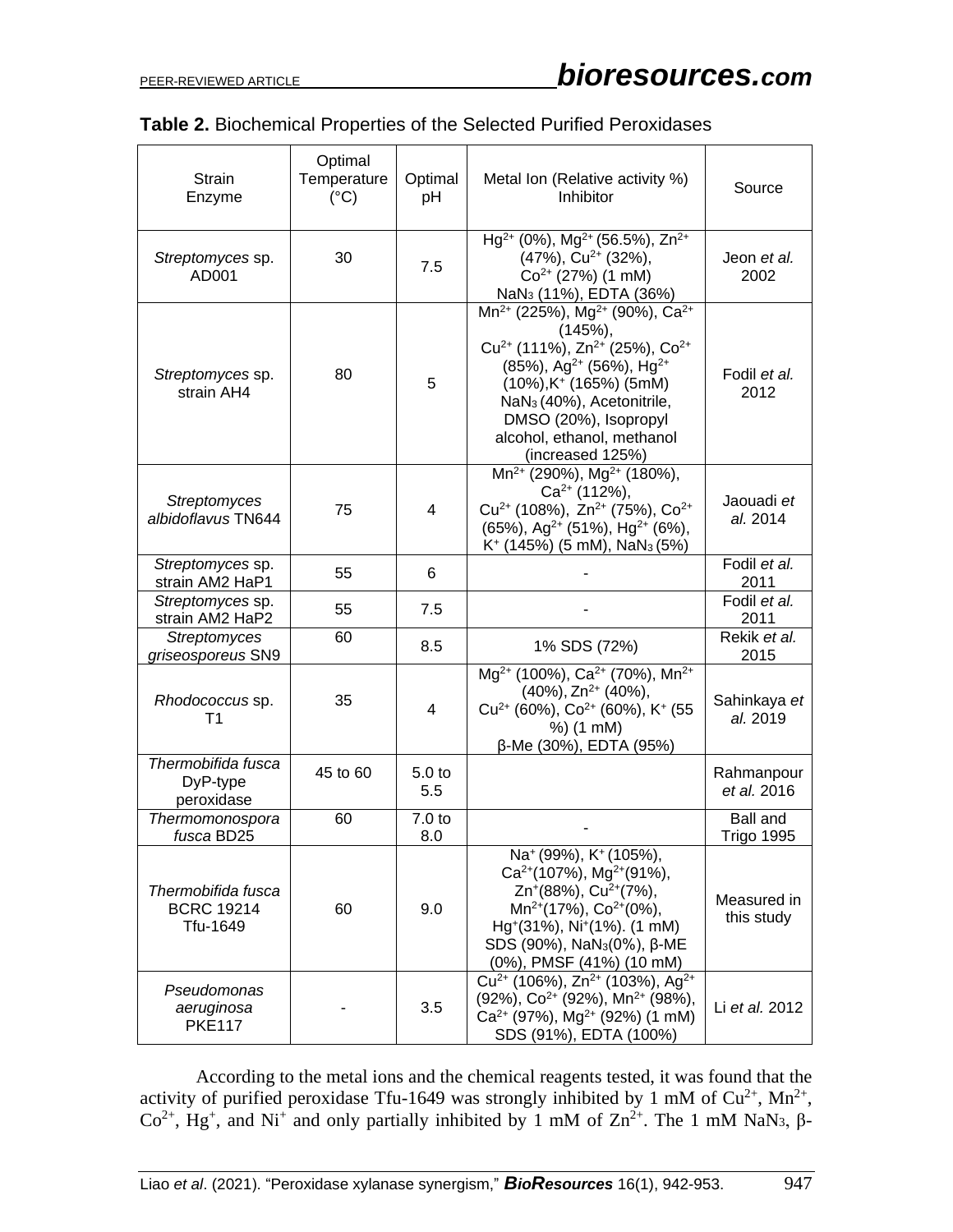**Table 2.** Biochemical Properties of the Selected Purified Peroxidases

| Strain Enzyme | Optimal Temperature (°C) | Optimal pH | Metal Ion (Relative activity %) Inhibitor | Source |
|---|---|---|---|---|
| *Streptomyces* sp. AD001 | 30 | 7.5 | $Hg^{2+}$ (0%), $Mg^{2+}$ (56.5%), $Zn^{2+}$ (47%), $Cu^{2+}$ (32%), $Co^{2+}$ (27%) (1 mM) $NaN_3$ (11%), EDTA (36%) | Jeon *et al.* 2002 |
| *Streptomyces* sp. strain AH4 | 80 | 5 | $Mn^{2+}$ (225%), $Mg^{2+}$ (90%), $Ca^{2+}$ (145%), $Cu^{2+}$ (111%), $Zn^{2+}$ (25%), $Co^{2+}$ (85%), $Ag^{2+}$ (56%), $Hg^{2+}$ (10%), $K^+$ (165%) (5mM) $NaN_3$ (40%), Acetonitrile, DMSO (20%), Isopropyl alcohol, ethanol, methanol (increased 125%) | Fodil *et al.* 2012 |
| *Streptomyces albidoflavus* TN644 | 75 | 4 | $Mn^{2+}$ (290%), $Mg^{2+}$ (180%), $Ca^{2+}$ (112%), $Cu^{2+}$ (108%), $Zn^{2+}$ (75%), $Co^{2+}$ (65%), $Ag^{2+}$ (51%), $Hg^{2+}$ (6%), $K^+$ (145%) (5 mM), $NaN_3$ (5%) | Jaouadi *et al.* 2014 |
| *Streptomyces* sp. strain AM2 HaP1 | 55 | 6 | - | Fodil *et al.* 2011 |
| *Streptomyces* sp. strain AM2 HaP2 | 55 | 7.5 | - | Fodil *et al.* 2011 |
| *Streptomyces griseosporeus* SN9 | 60 | 8.5 | 1% SDS (72%) | Rekik *et al.* 2015 |
| *Rhodococcus* sp. T1 | 35 | 4 | $Mg^{2+}$ (100%), $Ca^{2+}$ (70%), $Mn^{2+}$ (40%), $Zn^{2+}$ (40%), $Cu^{2+}$ (60%), $Co^{2+}$ (60%), $K^+$ (55 %) (1 mM) β-Me (30%), EDTA (95%) | Sahinkaya *et al.* 2019 |
| *Thermobifida fusca* DyP-type peroxidase | 45 to 60 | 5.0 to 5.5 | | Rahmanpour *et al.* 2016 |
| *Thermomonospora fusca* BD25 | 60 | 7.0 to 8.0 | - | Ball and Trigo 1995 |
| *Thermobifida fusca* BCRC 19214 Tfu-1649 | 60 | 9.0 | $Na^+$ (99%), $K^+$ (105%), $Ca^{2+}$(107%), $Mg^{2+}$(91%), $Zn^+$(88%), $Cu^{2+}$(7%), $Mn^{2+}$(17%), $Co^{2+}$(0%), $Hg^+$(31%), $Ni^+$(1%). (1 mM) SDS (90%), $NaN_3$(0%), β-ME (0%), PMSF (41%) (10 mM) | Measured in this study |
| *Pseudomonas aeruginosa* PKE117 | - | 3.5 | $Cu^{2+}$ (106%), $Zn^{2+}$ (103%), $Ag^{2+}$ (92%), $Co^{2+}$ (92%), $Mn^{2+}$ (98%), $Ca^{2+}$ (97%), $Mg^{2+}$ (92%) (1 mM) SDS (91%), EDTA (100%) | Li *et al.* 2012 |

According to the metal ions and the chemical reagents tested, it was found that the activity of purified peroxidase Tfu-1649 was strongly inhibited by 1 mM of $Cu^{2+}$, $Mn^{2+}$, $Co^{2+}$, $Hg^+$, and $Ni^+$ and only partially inhibited by 1 mM of $Zn^{2+}$. The 1 mM $NaN_3$, β-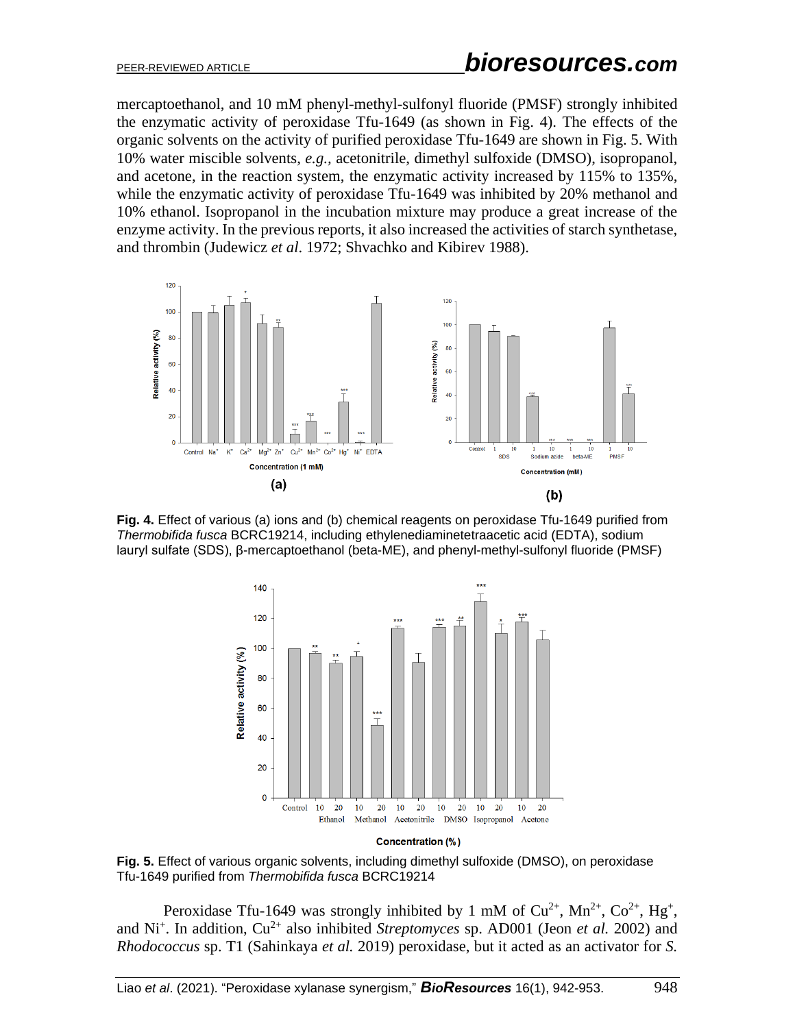mercaptoethanol, and 10 mM phenyl-methyl-sulfonyl fluoride (PMSF) strongly inhibited the enzymatic activity of peroxidase Tfu-1649 (as shown in Fig. 4). The effects of the organic solvents on the activity of purified peroxidase Tfu-1649 are shown in Fig. 5. With 10% water miscible solvents, *e.g.*, acetonitrile, dimethyl sulfoxide (DMSO), isopropanol, and acetone, in the reaction system, the enzymatic activity increased by 115% to 135%, while the enzymatic activity of peroxidase Tfu-1649 was inhibited by 20% methanol and 10% ethanol. Isopropanol in the incubation mixture may produce a great increase of the enzyme activity. In the previous reports, it also increased the activities of starch synthetase, and thrombin (Judewicz *et al.* 1972; Shvachko and Kibirev 1988).

**Fig. 4.** Effect of various (a) ions and (b) chemical reagents on peroxidase Tfu-1649 purified from *Thermobifida fusca* BCRC19214, including ethylenediaminetetraacetic acid (EDTA), sodium lauryl sulfate (SDS), β-mercaptoethanol (beta-ME), and phenyl-methyl-sulfonyl fluoride (PMSF)

**Fig. 5.** Effect of various organic solvents, including dimethyl sulfoxide (DMSO), on peroxidase Tfu-1649 purified from *Thermobifida fusca* BCRC19214

Peroxidase Tfu-1649 was strongly inhibited by 1 mM of $Cu^{2+}$, $Mn^{2+}$, $Co^{2+}$, $Hg^{+}$, and $Ni^{+}$. In addition, $Cu^{2+}$ also inhibited *Streptomyces* sp. AD001 (Jeon *et al.* 2002) and *Rhodococcus* sp. T1 (Sahinkaya *et al.* 2019) peroxidase, but it acted as an activator for *S.*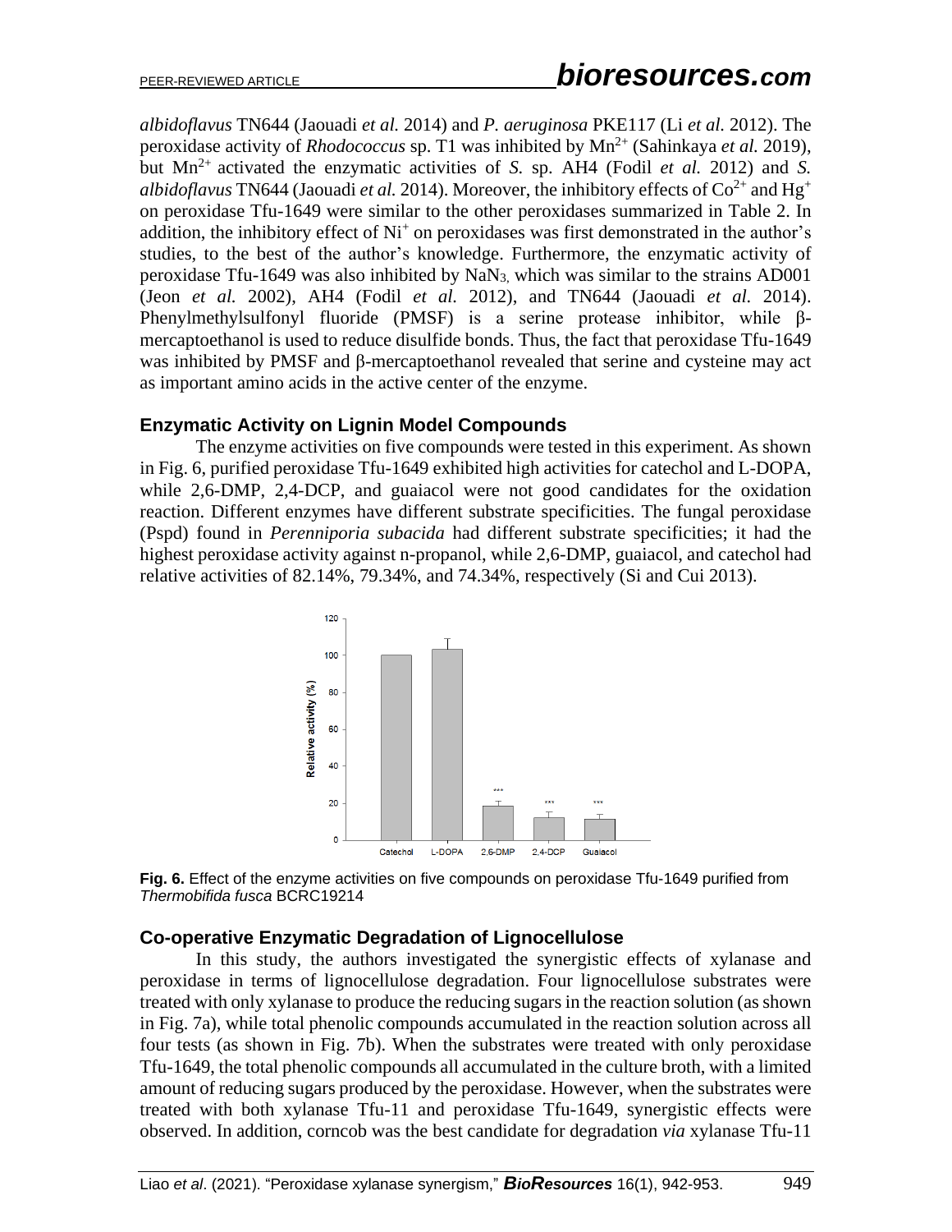*albidoflavus* TN644 (Jaouadi *et al.* 2014) and *P. aeruginosa* PKE117 (Li *et al.* 2012). The peroxidase activity of *Rhodococcus* sp. T1 was inhibited by $Mn^{2+}$ (Sahinkaya *et al.* 2019), but $Mn^{2+}$ activated the enzymatic activities of *S.* sp. AH4 (Fodil *et al.* 2012) and *S. albidoflavus* TN644 (Jaouadi *et al.* 2014). Moreover, the inhibitory effects of $Co^{2+}$ and $Hg^{+}$ on peroxidase Tfu-1649 were similar to the other peroxidases summarized in Table 2. In addition, the inhibitory effect of $Ni^{+}$ on peroxidases was first demonstrated in the author's studies, to the best of the author's knowledge. Furthermore, the enzymatic activity of peroxidase Tfu-1649 was also inhibited by $NaN_3$, which was similar to the strains AD001 (Jeon *et al.* 2002), AH4 (Fodil *et al.* 2012), and TN644 (Jaouadi *et al.* 2014). Phenylmethylsulfonyl fluoride (PMSF) is a serine protease inhibitor, while β-mercaptoethanol is used to reduce disulfide bonds. Thus, the fact that peroxidase Tfu-1649 was inhibited by PMSF and β-mercaptoethanol revealed that serine and cysteine may act as important amino acids in the active center of the enzyme.

## Enzymatic Activity on Lignin Model Compounds

The enzyme activities on five compounds were tested in this experiment. As shown in Fig. 6, purified peroxidase Tfu-1649 exhibited high activities for catechol and L-DOPA, while 2,6-DMP, 2,4-DCP, and guaiacol were not good candidates for the oxidation reaction. Different enzymes have different substrate specificities. The fungal peroxidase (Pspd) found in *Perenniporia subacida* had different substrate specificities; it had the highest peroxidase activity against n-propanol, while 2,6-DMP, guaiacol, and catechol had relative activities of 82.14%, 79.34%, and 74.34%, respectively (Si and Cui 2013).

**Fig. 6.** Effect of the enzyme activities on five compounds on peroxidase Tfu-1649 purified from *Thermobifida fusca* BCRC19214

## Co-operative Enzymatic Degradation of Lignocellulose

In this study, the authors investigated the synergistic effects of xylanase and peroxidase in terms of lignocellulose degradation. Four lignocellulose substrates were treated with only xylanase to produce the reducing sugars in the reaction solution (as shown in Fig. 7a), while total phenolic compounds accumulated in the reaction solution across all four tests (as shown in Fig. 7b). When the substrates were treated with only peroxidase Tfu-1649, the total phenolic compounds all accumulated in the culture broth, with a limited amount of reducing sugars produced by the peroxidase. However, when the substrates were treated with both xylanase Tfu-11 and peroxidase Tfu-1649, synergistic effects were observed. In addition, corncob was the best candidate for degradation *via* xylanase Tfu-11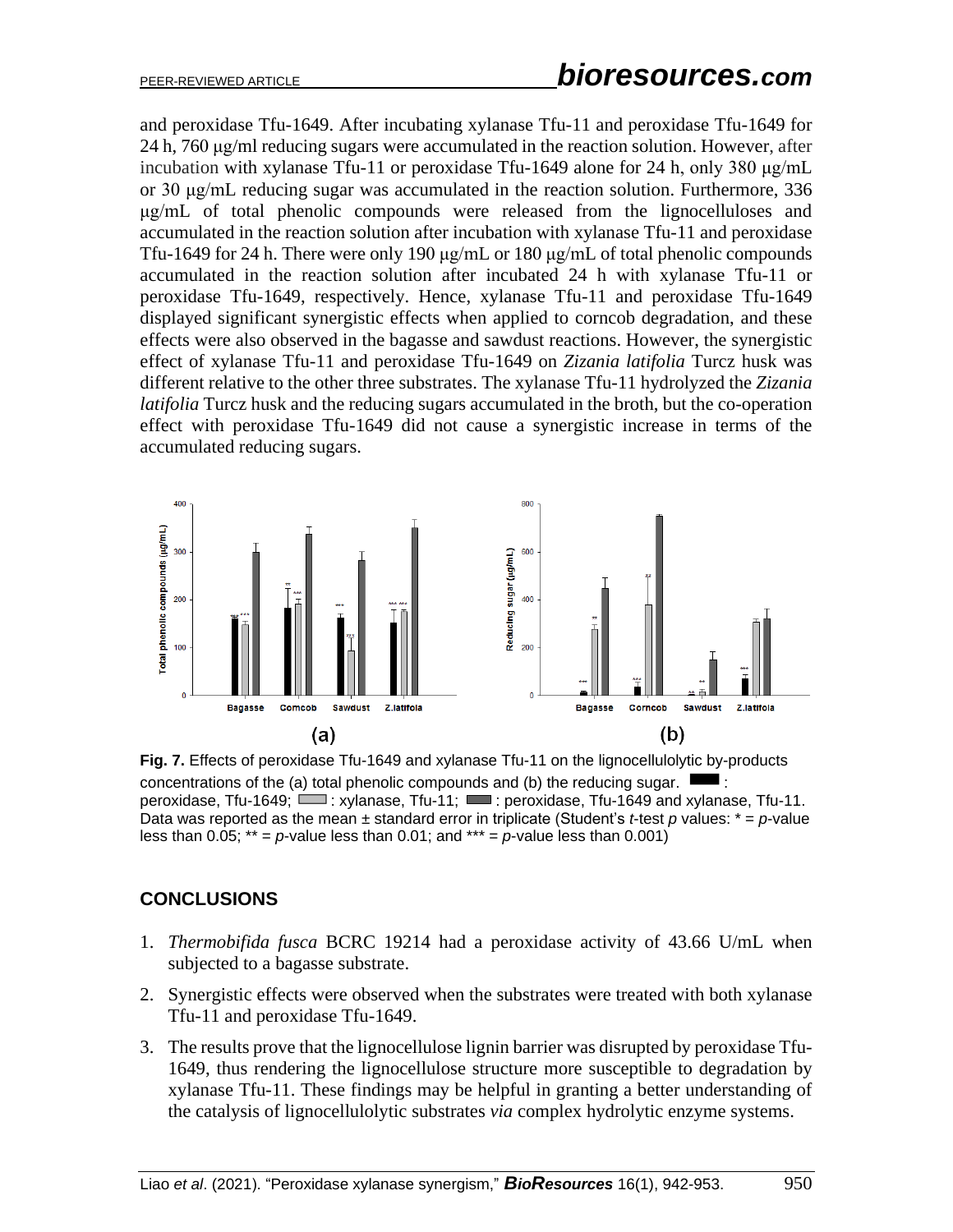and peroxidase Tfu-1649. After incubating xylanase Tfu-11 and peroxidase Tfu-1649 for 24 h, 760 μg/ml reducing sugars were accumulated in the reaction solution. However, after incubation with xylanase Tfu-11 or peroxidase Tfu-1649 alone for 24 h, only 380 μg/mL or 30 μg/mL reducing sugar was accumulated in the reaction solution. Furthermore, 336 μg/mL of total phenolic compounds were released from the lignocelluloses and accumulated in the reaction solution after incubation with xylanase Tfu-11 and peroxidase Tfu-1649 for 24 h. There were only 190 μg/mL or 180 μg/mL of total phenolic compounds accumulated in the reaction solution after incubated 24 h with xylanase Tfu-11 or peroxidase Tfu-1649, respectively. Hence, xylanase Tfu-11 and peroxidase Tfu-1649 displayed significant synergistic effects when applied to corncob degradation, and these effects were also observed in the bagasse and sawdust reactions. However, the synergistic effect of xylanase Tfu-11 and peroxidase Tfu-1649 on *Zizania latifolia* Turcz husk was different relative to the other three substrates. The xylanase Tfu-11 hydrolyzed the *Zizania latifolia* Turcz husk and the reducing sugars accumulated in the broth, but the co-operation effect with peroxidase Tfu-1649 did not cause a synergistic increase in terms of the accumulated reducing sugars.

**Fig. 7.** Effects of peroxidase Tfu-1649 and xylanase Tfu-11 on the lignocellulolytic by-products concentrations of the (a) total phenolic compounds and (b) the reducing sugar. ▬ : peroxidase, Tfu-1649; ▭ : xylanase, Tfu-11; ▬ : peroxidase, Tfu-1649 and xylanase, Tfu-11. Data was reported as the mean ± standard error in triplicate (Student's *t*-test *p* values: * = *p*-value less than 0.05; ** = *p*-value less than 0.01; and *** = *p*-value less than 0.001)

## CONCLUSIONS

1. *Thermobifida fusca* BCRC 19214 had a peroxidase activity of 43.66 U/mL when subjected to a bagasse substrate.
2. Synergistic effects were observed when the substrates were treated with both xylanase Tfu-11 and peroxidase Tfu-1649.
3. The results prove that the lignocellulose lignin barrier was disrupted by peroxidase Tfu-1649, thus rendering the lignocellulose structure more susceptible to degradation by xylanase Tfu-11. These findings may be helpful in granting a better understanding of the catalysis of lignocellulolytic substrates *via* complex hydrolytic enzyme systems.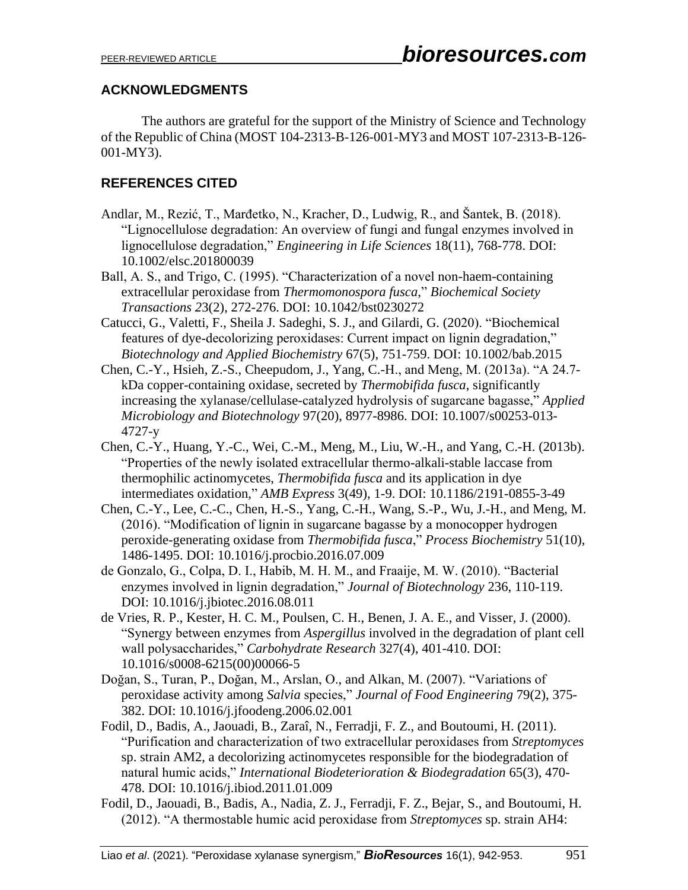## ACKNOWLEDGMENTS

The authors are grateful for the support of the Ministry of Science and Technology of the Republic of China (MOST 104-2313-B-126-001-MY3 and MOST 107-2313-B-126-001-MY3).

## REFERENCES CITED

Andlar, M., Rezić, T., Marđetko, N., Kracher, D., Ludwig, R., and Šantek, B. (2018). "Lignocellulose degradation: An overview of fungi and fungal enzymes involved in lignocellulose degradation," *Engineering in Life Sciences* 18(11), 768-778. DOI: 10.1002/elsc.201800039

Ball, A. S., and Trigo, C. (1995). "Characterization of a novel non-haem-containing extracellular peroxidase from *Thermomonospora fusca*," *Biochemical Society Transactions 2*3(2), 272-276. DOI: 10.1042/bst0230272

Catucci, G., Valetti, F., Sheila J. Sadeghi, S. J., and Gilardi, G. (2020). "Biochemical features of dye-decolorizing peroxidases: Current impact on lignin degradation," *Biotechnology and Applied Biochemistry* 67(5), 751-759. DOI: 10.1002/bab.2015

Chen, C.-Y., Hsieh, Z.-S., Cheepudom, J., Yang, C.-H., and Meng, M. (2013a). "A 24.7-kDa copper-containing oxidase, secreted by *Thermobifida fusca*, significantly increasing the xylanase/cellulase-catalyzed hydrolysis of sugarcane bagasse," *Applied Microbiology and Biotechnology* 97(20), 8977-8986. DOI: 10.1007/s00253-013-4727-y

Chen, C.-Y., Huang, Y.-C., Wei, C.-M., Meng, M., Liu, W.-H., and Yang, C.-H. (2013b). "Properties of the newly isolated extracellular thermo-alkali-stable laccase from thermophilic actinomycetes, *Thermobifida fusca* and its application in dye intermediates oxidation," *AMB Express* 3(49), 1-9. DOI: 10.1186/2191-0855-3-49

Chen, C.-Y., Lee, C.-C., Chen, H.-S., Yang, C.-H., Wang, S.-P., Wu, J.-H., and Meng, M. (2016). "Modification of lignin in sugarcane bagasse by a monocopper hydrogen peroxide-generating oxidase from *Thermobifida fusca*," *Process Biochemistry* 51(10), 1486-1495. DOI: 10.1016/j.procbio.2016.07.009

de Gonzalo, G., Colpa, D. I., Habib, M. H. M., and Fraaije, M. W. (2010). "Bacterial enzymes involved in lignin degradation," *Journal of Biotechnology* 236, 110-119. DOI: 10.1016/j.jbiotec.2016.08.011

de Vries, R. P., Kester, H. C. M., Poulsen, C. H., Benen, J. A. E., and Visser, J. (2000). "Synergy between enzymes from *Aspergillus* involved in the degradation of plant cell wall polysaccharides," *Carbohydrate Research* 327(4), 401-410. DOI: 10.1016/s0008-6215(00)00066-5

Doğan, S., Turan, P., Doğan, M., Arslan, O., and Alkan, M. (2007). "Variations of peroxidase activity among *Salvia* species," *Journal of Food Engineering* 79(2), 375-382. DOI: 10.1016/j.jfoodeng.2006.02.001

Fodil, D., Badis, A., Jaouadi, B., Zaraî, N., Ferradji, F. Z., and Boutoumi, H. (2011). "Purification and characterization of two extracellular peroxidases from *Streptomyces* sp. strain AM2, a decolorizing actinomycetes responsible for the biodegradation of natural humic acids," *International Biodeterioration & Biodegradation* 65(3), 470-478. DOI: 10.1016/j.ibiod.2011.01.009

Fodil, D., Jaouadi, B., Badis, A., Nadia, Z. J., Ferradji, F. Z., Bejar, S., and Boutoumi, H. (2012). "A thermostable humic acid peroxidase from *Streptomyces* sp. strain AH4: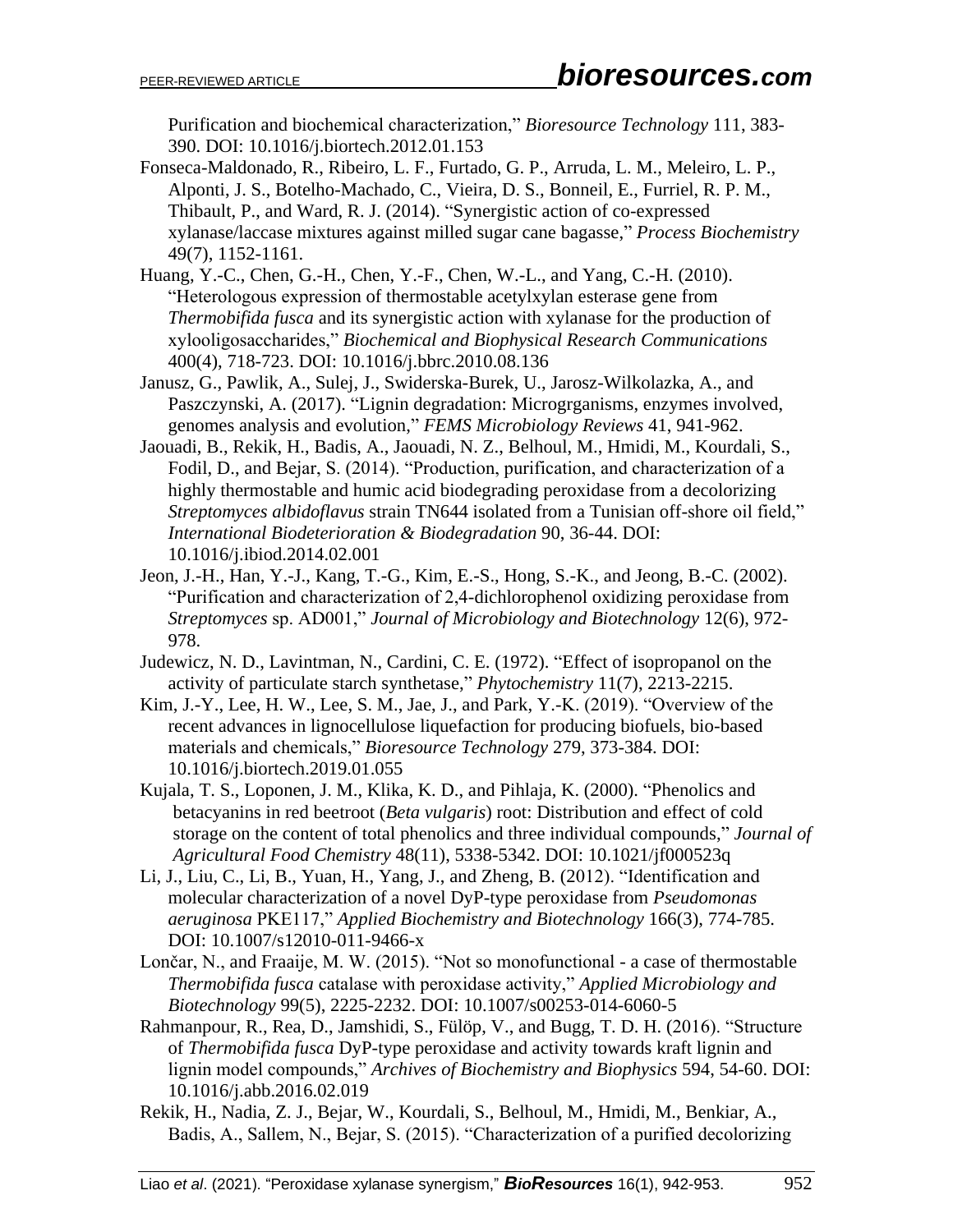Purification and biochemical characterization," *Bioresource Technology* 111, 383-390. DOI: 10.1016/j.biortech.2012.01.153

Fonseca-Maldonado, R., Ribeiro, L. F., Furtado, G. P., Arruda, L. M., Meleiro, L. P., Alponti, J. S., Botelho-Machado, C., Vieira, D. S., Bonneil, E., Furriel, R. P. M., Thibault, P., and Ward, R. J. (2014). "Synergistic action of co-expressed xylanase/laccase mixtures against milled sugar cane bagasse," *Process Biochemistry* 49(7), 1152-1161.

Huang, Y.-C., Chen, G.-H., Chen, Y.-F., Chen, W.-L., and Yang, C.-H. (2010). "Heterologous expression of thermostable acetylxylan esterase gene from *Thermobifida fusca* and its synergistic action with xylanase for the production of xylooligosaccharides," *Biochemical and Biophysical Research Communications* 400(4), 718-723. DOI: 10.1016/j.bbrc.2010.08.136

Janusz, G., Pawlik, A., Sulej, J., Swiderska-Burek, U., Jarosz-Wilkolazka, A., and Paszczynski, A. (2017). "Lignin degradation: Microrganisms, enzymes involved, genomes analysis and evolution," *FEMS Microbiology Reviews* 41, 941-962.

Jaouadi, B., Rekik, H., Badis, A., Jaouadi, N. Z., Belhoul, M., Hmidi, M., Kourdali, S., Fodil, D., and Bejar, S. (2014). "Production, purification, and characterization of a highly thermostable and humic acid biodegrading peroxidase from a decolorizing *Streptomyces albidoflavus* strain TN644 isolated from a Tunisian off-shore oil field," *International Biodeterioration & Biodegradation* 90, 36-44. DOI: 10.1016/j.ibiod.2014.02.001

Jeon, J.-H., Han, Y.-J., Kang, T.-G., Kim, E.-S., Hong, S.-K., and Jeong, B.-C. (2002). "Purification and characterization of 2,4-dichlorophenol oxidizing peroxidase from *Streptomyces* sp. AD001," *Journal of Microbiology and Biotechnology* 12(6), 972-978.

Judewicz, N. D., Lavintman, N., Cardini, C. E. (1972). "Effect of isopropanol on the activity of particulate starch synthetase," *Phytochemistry* 11(7), 2213-2215.

Kim, J.-Y., Lee, H. W., Lee, S. M., Jae, J., and Park, Y.-K. (2019). "Overview of the recent advances in lignocellulose liquefaction for producing biofuels, bio-based materials and chemicals," *Bioresource Technology* 279, 373-384. DOI: 10.1016/j.biortech.2019.01.055

Kujala, T. S., Loponen, J. M., Klika, K. D., and Pihlaja, K. (2000). "Phenolics and betacyanins in red beetroot (*Beta vulgaris*) root: Distribution and effect of cold storage on the content of total phenolics and three individual compounds," *Journal of Agricultural Food Chemistry* 48(11), 5338-5342. DOI: 10.1021/jf000523q

Li, J., Liu, C., Li, B., Yuan, H., Yang, J., and Zheng, B. (2012). "Identification and molecular characterization of a novel DyP-type peroxidase from *Pseudomonas aeruginosa* PKE117," *Applied Biochemistry and Biotechnology* 166(3), 774-785. DOI: 10.1007/s12010-011-9466-x

Lončar, N., and Fraaije, M. W. (2015). "Not so monofunctional - a case of thermostable *Thermobifida fusca* catalase with peroxidase activity," *Applied Microbiology and Biotechnology* 99(5), 2225-2232. DOI: 10.1007/s00253-014-6060-5

Rahmanpour, R., Rea, D., Jamshidi, S., Fülöp, V., and Bugg, T. D. H. (2016). "Structure of *Thermobifida fusca* DyP-type peroxidase and activity towards kraft lignin and lignin model compounds," *Archives of Biochemistry and Biophysics* 594, 54-60. DOI: 10.1016/j.abb.2016.02.019

Rekik, H., Nadia, Z. J., Bejar, W., Kourdali, S., Belhoul, M., Hmidi, M., Benkiar, A., Badis, A., Sallem, N., Bejar, S. (2015). "Characterization of a purified decolorizing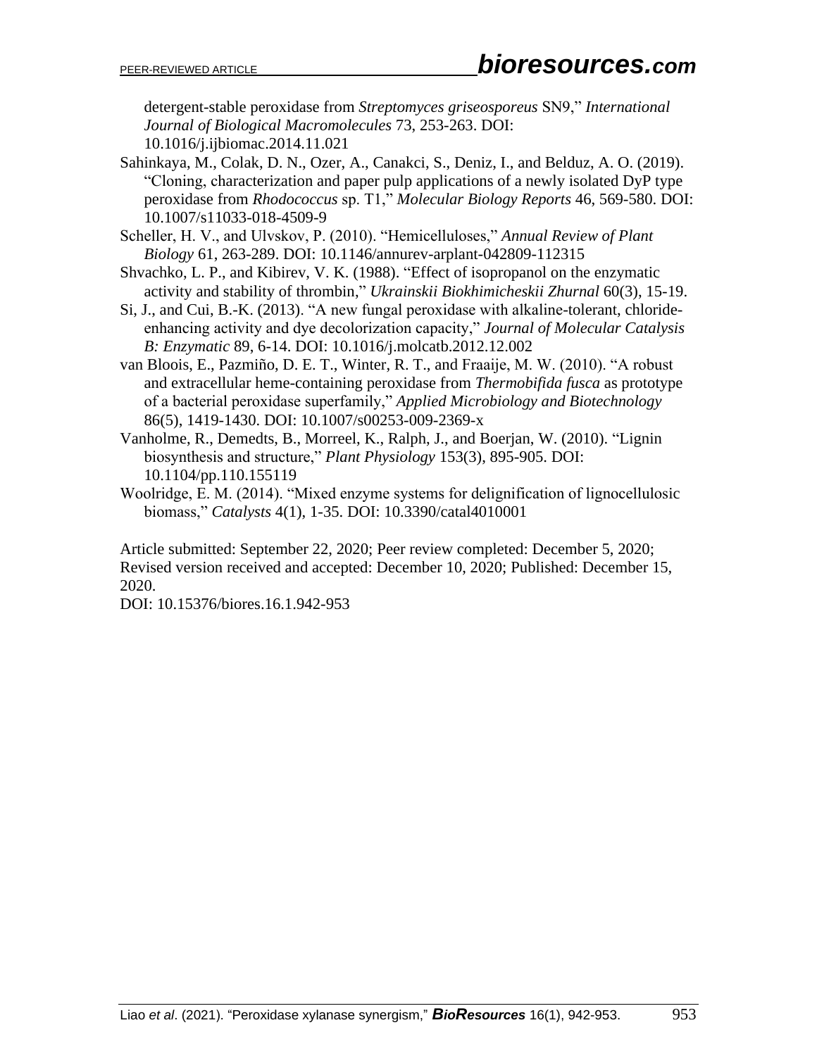detergent-stable peroxidase from *Streptomyces griseosporeus* SN9," *International Journal of Biological Macromolecules* 73, 253-263. DOI: 10.1016/j.ijbiomac.2014.11.021

Sahinkaya, M., Colak, D. N., Ozer, A., Canakci, S., Deniz, I., and Belduz, A. O. (2019). "Cloning, characterization and paper pulp applications of a newly isolated DyP type peroxidase from *Rhodococcus* sp. T1," *Molecular Biology Reports* 46, 569-580. DOI: 10.1007/s11033-018-4509-9

Scheller, H. V., and Ulvskov, P. (2010). "Hemicelluloses," *Annual Review of Plant Biology* 61, 263-289. DOI: 10.1146/annurev-arplant-042809-112315

Shvachko, L. P., and Kibirev, V. K. (1988). "Effect of isopropanol on the enzymatic activity and stability of thrombin," *Ukrainskii Biokhimicheskii Zhurnal* 60(3), 15-19.

Si, J., and Cui, B.-K. (2013). "A new fungal peroxidase with alkaline-tolerant, chloride-enhancing activity and dye decolorization capacity," *Journal of Molecular Catalysis B: Enzymatic* 89, 6-14. DOI: 10.1016/j.molcatb.2012.12.002

van Bloois, E., Pazmiño, D. E. T., Winter, R. T., and Fraaije, M. W. (2010). "A robust and extracellular heme-containing peroxidase from *Thermobifida fusca* as prototype of a bacterial peroxidase superfamily," *Applied Microbiology and Biotechnology* 86(5), 1419-1430. DOI: 10.1007/s00253-009-2369-x

Vanholme, R., Demedts, B., Morreel, K., Ralph, J., and Boerjan, W. (2010). "Lignin biosynthesis and structure," *Plant Physiology* 153(3), 895-905. DOI: 10.1104/pp.110.155119

Woolridge, E. M. (2014). "Mixed enzyme systems for delignification of lignocellulosic biomass," *Catalysts* 4(1), 1-35. DOI: 10.3390/catal4010001

Article submitted: September 22, 2020; Peer review completed: December 5, 2020; Revised version received and accepted: December 10, 2020; Published: December 15, 2020.

DOI: 10.15376/biores.16.1.942-953